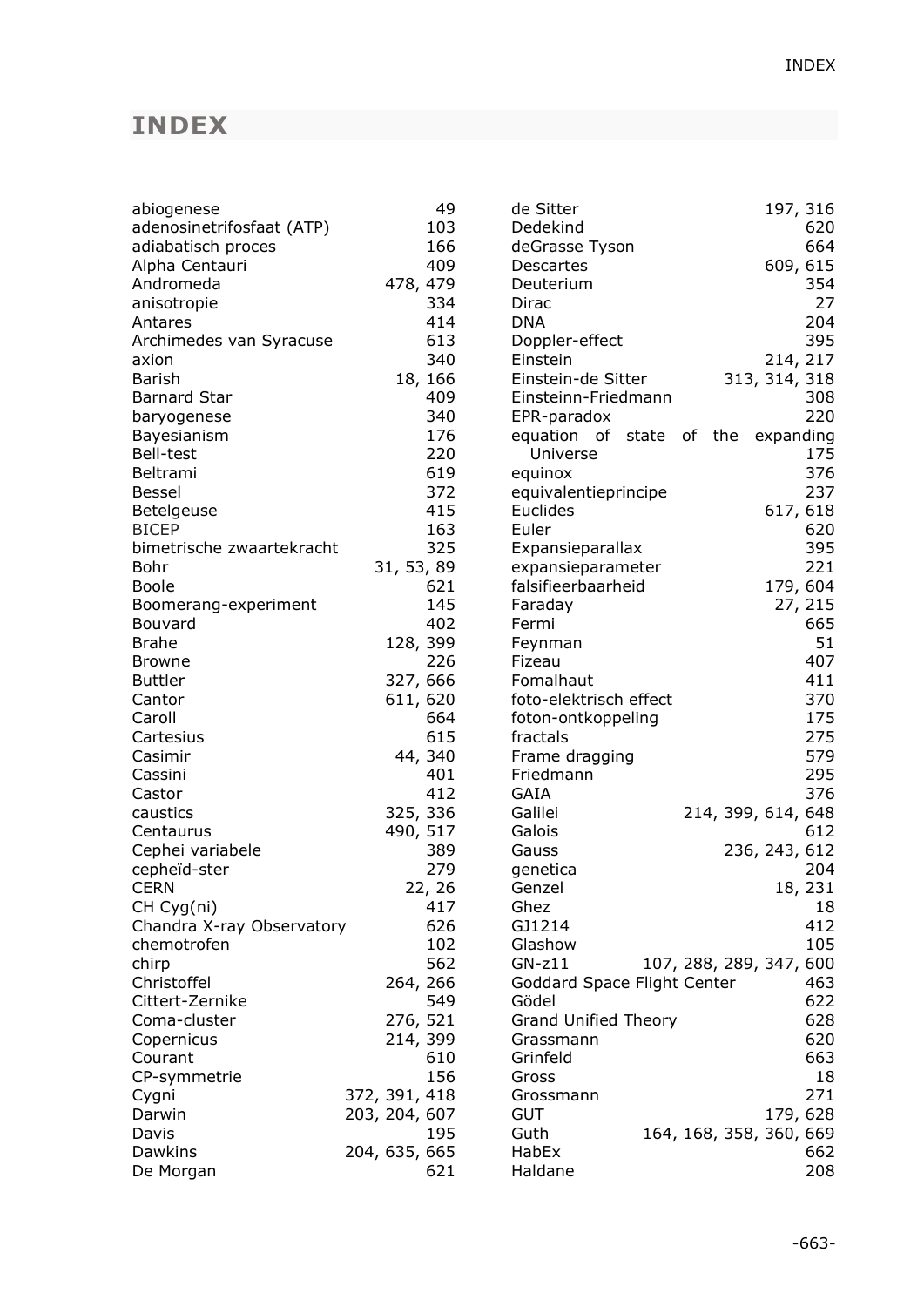# INDEX

abiogenese 49
adenosinetrifosfaat (ATP) 103
adiabatisch proces 166
Alpha Centauri 409
Andromeda 478, 479
anisotropie 334
Antares 414
Archimedes van Syracuse 613
axion 340
Barish 18, 166
Barnard Star 409
baryogenese 340
Bayesianism 176
Bell-test 220
Beltrami 619
Bessel 372
Betelgeuse 415
BICEP 163
bimetrische zwaartekracht 325
Bohr 31, 53, 89
Boole 621
Boomerang-experiment 145
Bouvard 402
Brahe 128, 399
Browne 226
Buttler 327, 666
Cantor 611, 620
Caroll 664
Cartesius 615
Casimir 44, 340
Cassini 401
Castor 412
caustics 325, 336
Centaurus 490, 517
Cephei variabele 389
cepheïd-ster 279
CERN 22, 26
CH Cyg(ni) 417
Chandra X-ray Observatory 626
chemotrofen 102
chirp 562
Christoffel 264, 266
Cittert-Zernike 549
Coma-cluster 276, 521
Copernicus 214, 399
Courant 610
CP-symmetrie 156
Cygni 372, 391, 418
Darwin 203, 204, 607
Davis 195
Dawkins 204, 635, 665
De Morgan 621
de Sitter 197, 316
Dedekind 620
deGrasse Tyson 664
Descartes 609, 615
Deuterium 354
Dirac 27
DNA 204
Doppler-effect 395
Einstein 214, 217
Einstein-de Sitter 313, 314, 318
Einsteinn-Friedmann 308
EPR-paradox 220
equation of state of the expanding Universe 175
equinox 376
equivalentieprincipe 237
Euclides 617, 618
Euler 620
Expansieparallax 395
expansieparameter 221
falsifieerbaarheid 179, 604
Faraday 27, 215
Fermi 665
Feynman 51
Fizeau 407
Fomalhaut 411
foto-elektrisch effect 370
foton-ontkoppeling 175
fractals 275
Frame dragging 579
Friedmann 295
GAIA 376
Galilei 214, 399, 614, 648
Galois 612
Gauss 236, 243, 612
genetica 204
Genzel 18, 231
Ghez 18
GJ1214 412
Glashow 105
GN-z11 107, 288, 289, 347, 600
Goddard Space Flight Center 463
Gödel 622
Grand Unified Theory 628
Grassmann 620
Grinfeld 663
Gross 18
Grossmann 271
GUT 179, 628
Guth 164, 168, 358, 360, 669
HabEx 662
Haldane 208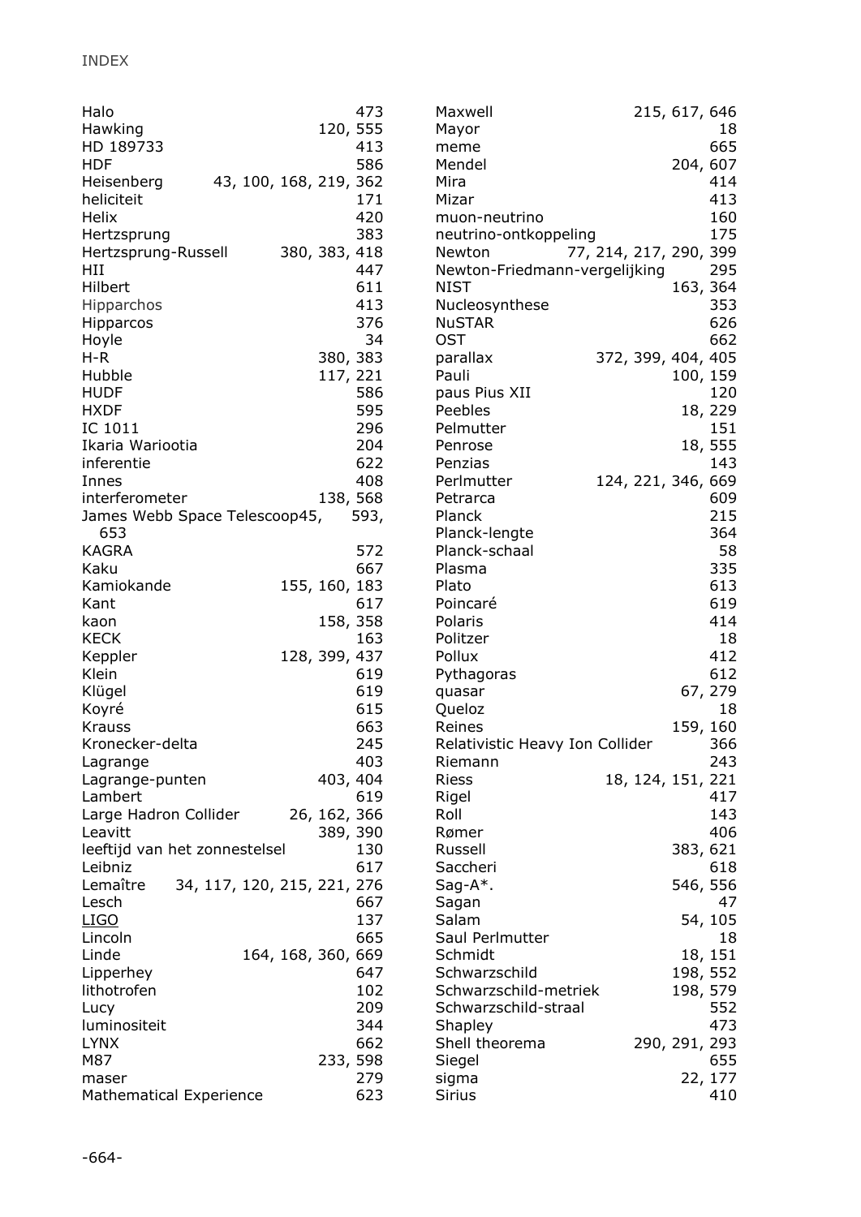Halo 473
Hawking 120, 555
HD 189733 413
HDF 586
Heisenberg 43, 100, 168, 219, 362
heliciteit 171
Helix 420
Hertzsprung 383
Hertzsprung-Russell 380, 383, 418
HII 447
Hilbert 611
Hipparchos 413
Hipparcos 376
Hoyle 34
H-R 380, 383
Hubble 117, 221
HUDF 586
HXDF 595
IC 1011 296
Ikaria Wariootia 204
inferentie 622
Innes 408
interferometer 138, 568
James Webb Space Telescoop45, 593, 653
KAGRA 572
Kaku 667
Kamiokande 155, 160, 183
Kant 617
kaon 158, 358
KECK 163
Keppler 128, 399, 437
Klein 619
Klügel 619
Koyré 615
Krauss 663
Kronecker-delta 245
Lagrange 403
Lagrange-punten 403, 404
Lambert 619
Large Hadron Collider 26, 162, 366
Leavitt 389, 390
leeftijd van het zonnestelsel 130
Leibniz 617
Lemaître 34, 117, 120, 215, 221, 276
Lesch 667
LIGO 137
Lincoln 665
Linde 164, 168, 360, 669
Lipperhey 647
lithotrofen 102
Lucy 209
luminositeit 344
LYNX 662
M87 233, 598
maser 279
Mathematical Experience 623
Maxwell 215, 617, 646
Mayor 18
meme 665
Mendel 204, 607
Mira 414
Mizar 413
muon-neutrino 160
neutrino-ontkoppeling 175
Newton 77, 214, 217, 290, 399
Newton-Friedmann-vergelijking 295
NIST 163, 364
Nucleosynthese 353
NuSTAR 626
OST 662
parallax 372, 399, 404, 405
Pauli 100, 159
paus Pius XII 120
Peebles 18, 229
Pelmutter 151
Penrose 18, 555
Penzias 143
Perlmutter 124, 221, 346, 669
Petrarca 609
Planck 215
Planck-lengte 364
Planck-schaal 58
Plasma 335
Plato 613
Poincaré 619
Polaris 414
Politzer 18
Pollux 412
Pythagoras 612
quasar 67, 279
Queloz 18
Reines 159, 160
Relativistic Heavy Ion Collider 366
Riemann 243
Riess 18, 124, 151, 221
Rigel 417
Roll 143
Rømer 406
Russell 383, 621
Saccheri 618
Sag-A*. 546, 556
Sagan 47
Salam 54, 105
Saul Perlmutter 18
Schmidt 18, 151
Schwarzschild 198, 552
Schwarzschild-metriek 198, 579
Schwarzschild-straal 552
Shapley 473
Shell theorema 290, 291, 293
Siegel 655
sigma 22, 177
Sirius 410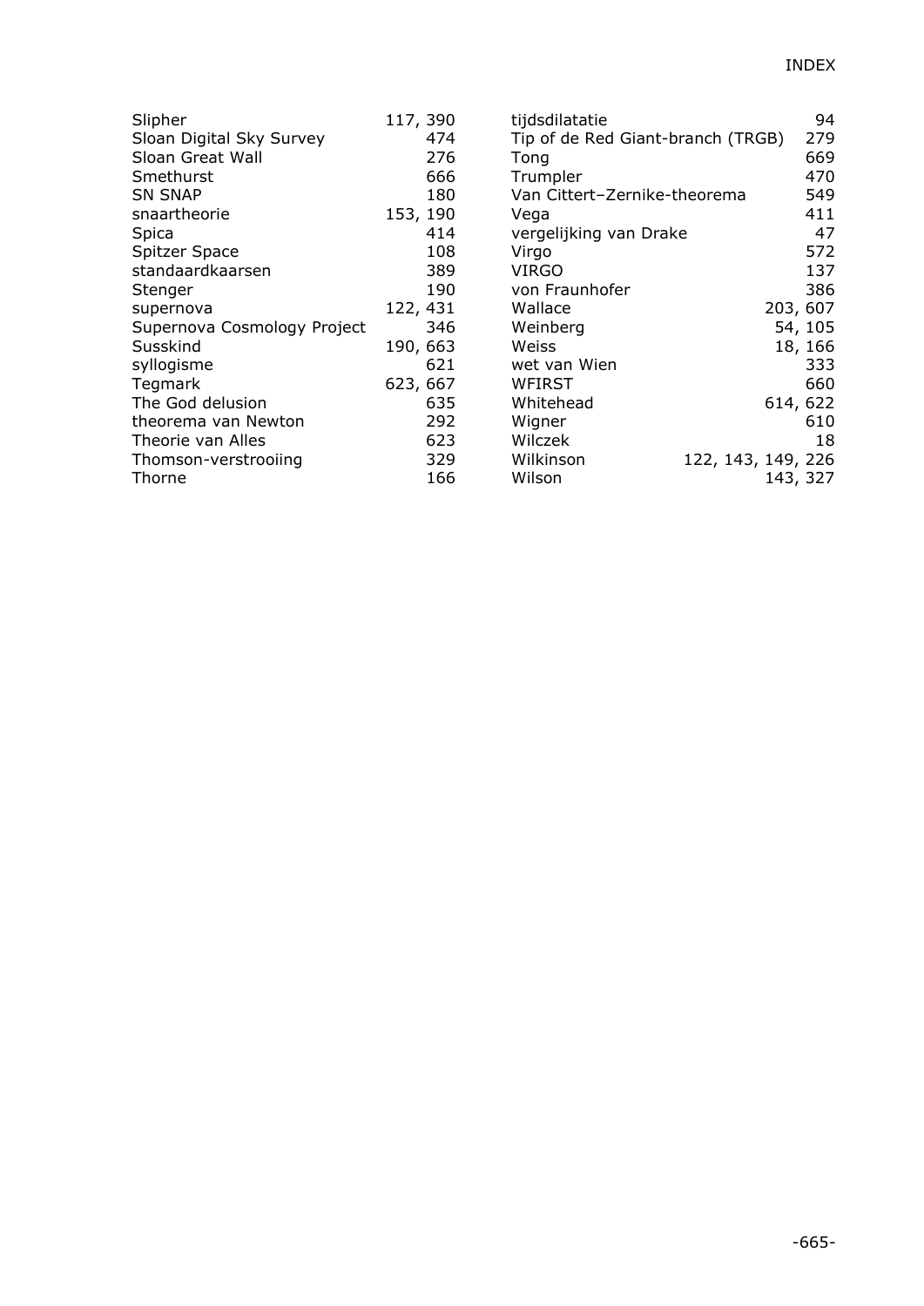Slipher 117, 390
Sloan Digital Sky Survey 474
Sloan Great Wall 276
Smethurst 666
SN SNAP 180
snaartheorie 153, 190
Spica 414
Spitzer Space 108
standaardkaarsen 389
Stenger 190
supernova 122, 431
Supernova Cosmology Project 346
Susskind 190, 663
syllogisme 621
Tegmark 623, 667
The God delusion 635
theorema van Newton 292
Theorie van Alles 623
Thomson-verstrooiing 329
Thorne 166
tijdsdilatatie 94
Tip of de Red Giant-branch (TRGB) 279
Tong 669
Trumpler 470
Van Cittert–Zernike-theorema 549
Vega 411
vergelijking van Drake 47
Virgo 572
VIRGO 137
von Fraunhofer 386
Wallace 203, 607
Weinberg 54, 105
Weiss 18, 166
wet van Wien 333
WFIRST 660
Whitehead 614, 622
Wigner 610
Wilczek 18
Wilkinson 122, 143, 149, 226
Wilson 143, 327